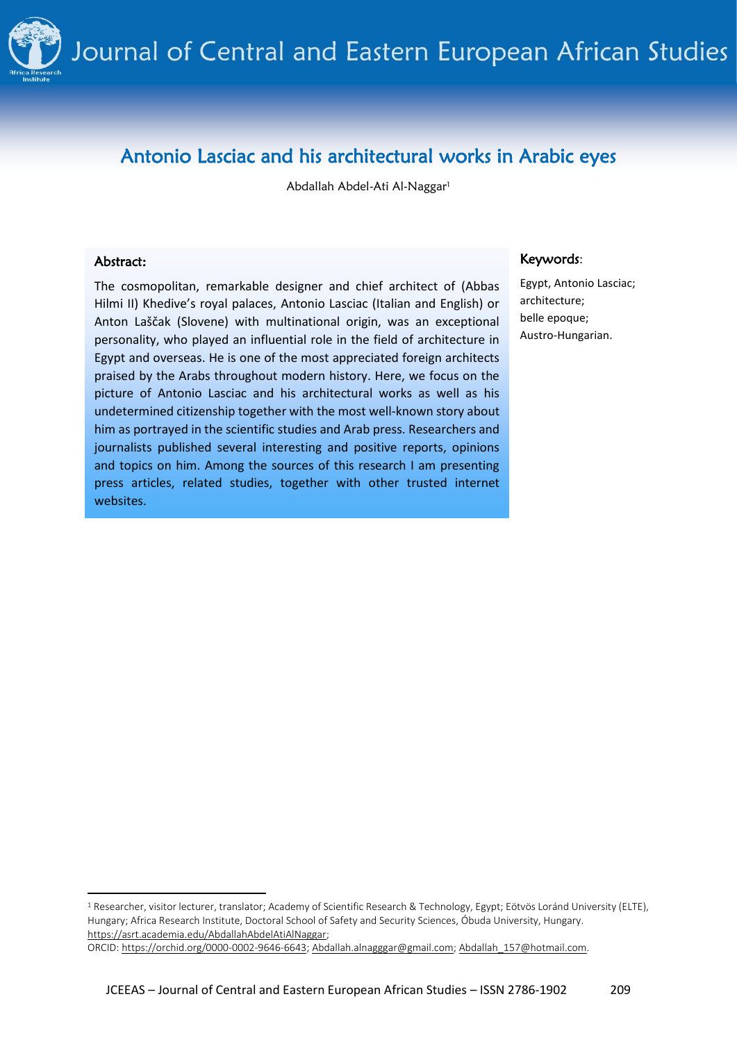# Antonio Lasciac and his architectural works in Arabic eyes

Abdallah Abdel-Ati Al-Naggar[1]

## Abstract:

The cosmopolitan, remarkable designer and chief architect of (Abbas Hilmi II) Khedive's royal palaces, Antonio Lasciac (Italian and English) or Anton Laščak (Slovene) with multinational origin, was an exceptional personality, who played an influential role in the field of architecture in Egypt and overseas. He is one of the most appreciated foreign architects praised by the Arabs throughout modern history. Here, we focus on the picture of Antonio Lasciac and his architectural works as well as his undetermined citizenship together with the most well-known story about him as portrayed in the scientific studies and Arab press. Researchers and journalists published several interesting and positive reports, opinions and topics on him. Among the sources of this research I am presenting press articles, related studies, together with other trusted internet websites.

## Keywords:

Egypt, Antonio Lasciac; architecture; belle epoque; Austro-Hungarian.

---

[1] Researcher, visitor lecturer, translator; Academy of Scientific Research & Technology, Egypt; Eötvös Loránd University (ELTE), Hungary; Africa Research Institute, Doctoral School of Safety and Security Sciences, Óbuda University, Hungary. https://asrt.academia.edu/AbdallahAbdelAtiAlNaggar; ORCID: https://orchid.org/0000-0002-9646-6643; Abdallah.alnagggar@gmail.com; Abdallah_157@hotmail.com.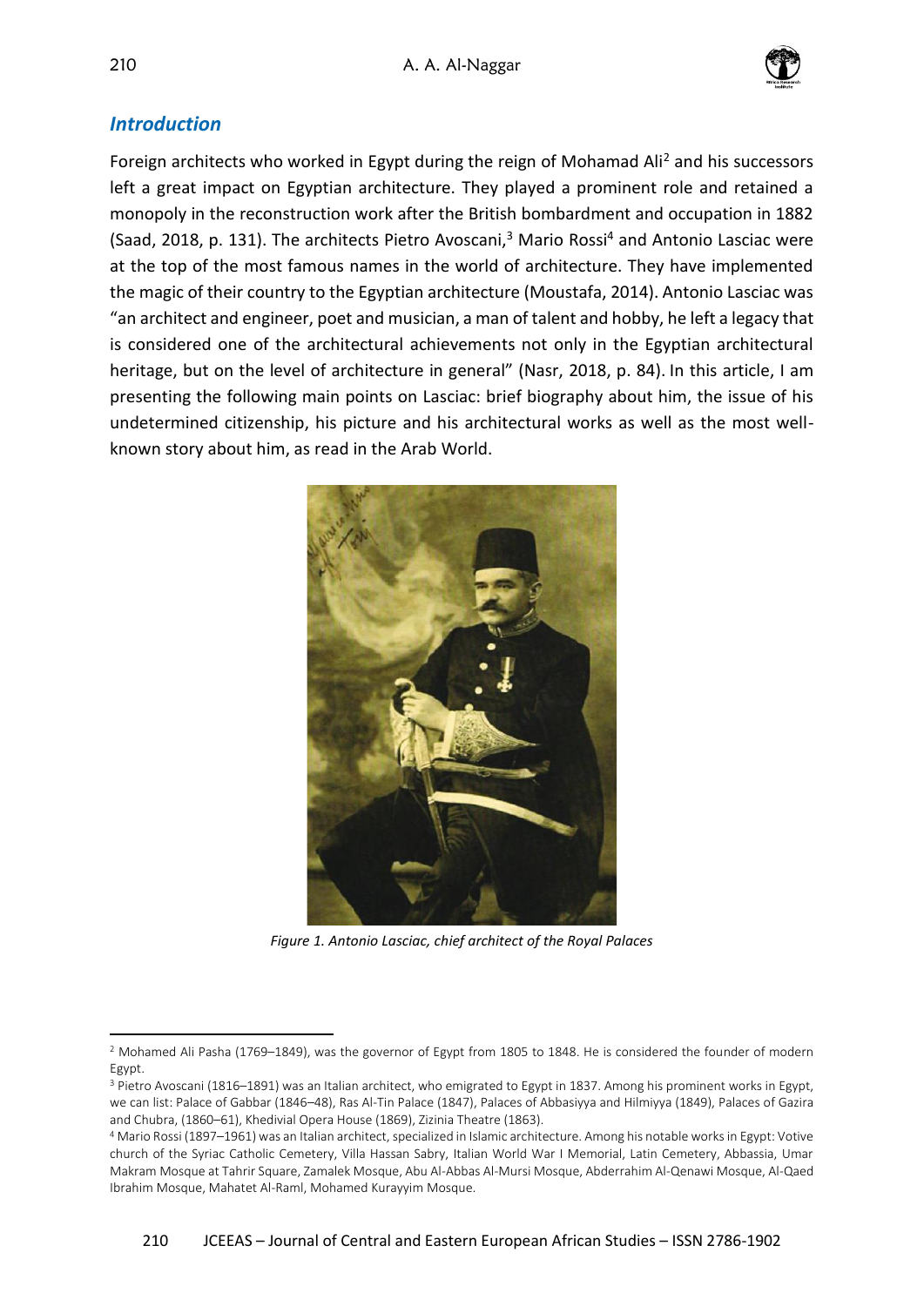## *Introduction*

Foreign architects who worked in Egypt during the reign of Mohamad Ali[2] and his successors left a great impact on Egyptian architecture. They played a prominent role and retained a monopoly in the reconstruction work after the British bombardment and occupation in 1882 (Saad, 2018, p. 131). The architects Pietro Avoscani,[3] Mario Rossi[4] and Antonio Lasciac were at the top of the most famous names in the world of architecture. They have implemented the magic of their country to the Egyptian architecture (Moustafa, 2014). Antonio Lasciac was "an architect and engineer, poet and musician, a man of talent and hobby, he left a legacy that is considered one of the architectural achievements not only in the Egyptian architectural heritage, but on the level of architecture in general" (Nasr, 2018, p. 84). In this article, I am presenting the following main points on Lasciac: brief biography about him, the issue of his undetermined citizenship, his picture and his architectural works as well as the most well-known story about him, as read in the Arab World.

*Figure 1. Antonio Lasciac, chief architect of the Royal Palaces*

---

[2] Mohamed Ali Pasha (1769–1849), was the governor of Egypt from 1805 to 1848. He is considered the founder of modern Egypt.

[3] Pietro Avoscani (1816–1891) was an Italian architect, who emigrated to Egypt in 1837. Among his prominent works in Egypt, we can list: Palace of Gabbar (1846–48), Ras Al-Tin Palace (1847), Palaces of Abbasiyya and Hilmiyya (1849), Palaces of Gazira and Chubra, (1860–61), Khedivial Opera House (1869), Zizinia Theatre (1863).

[4] Mario Rossi (1897–1961) was an Italian architect, specialized in Islamic architecture. Among his notable works in Egypt: Votive church of the Syriac Catholic Cemetery, Villa Hassan Sabry, Italian World War I Memorial, Latin Cemetery, Abbassia, Umar Makram Mosque at Tahrir Square, Zamalek Mosque, Abu Al-Abbas Al-Mursi Mosque, Abderrahim Al-Qenawi Mosque, Al-Qaed Ibrahim Mosque, Mahatet Al-Raml, Mohamed Kurayyim Mosque.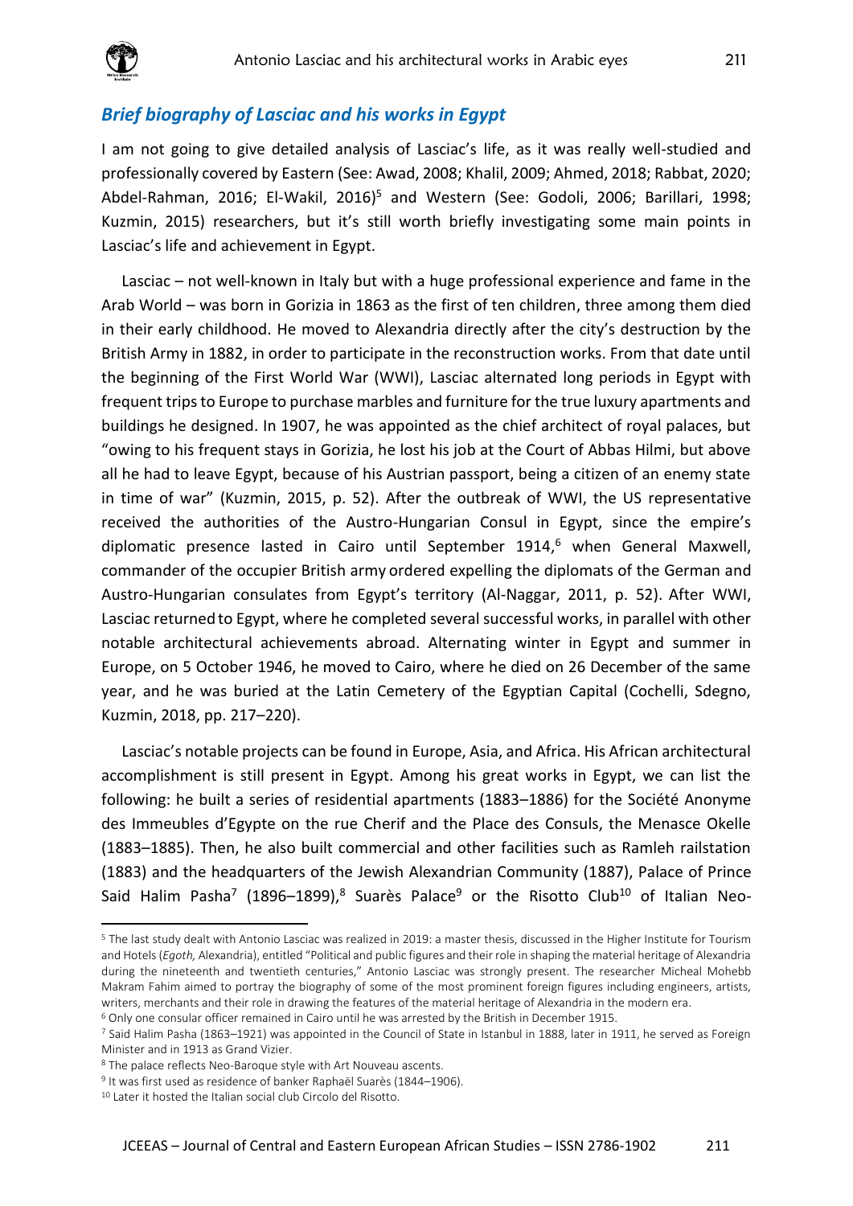## *Brief biography of Lasciac and his works in Egypt*

I am not going to give detailed analysis of Lasciac's life, as it was really well-studied and professionally covered by Eastern (See: Awad, 2008; Khalil, 2009; Ahmed, 2018; Rabbat, 2020; Abdel-Rahman, 2016; El-Wakil, 2016)[5] and Western (See: Godoli, 2006; Barillari, 1998; Kuzmin, 2015) researchers, but it's still worth briefly investigating some main points in Lasciac's life and achievement in Egypt.

Lasciac – not well-known in Italy but with a huge professional experience and fame in the Arab World – was born in Gorizia in 1863 as the first of ten children, three among them died in their early childhood. He moved to Alexandria directly after the city's destruction by the British Army in 1882, in order to participate in the reconstruction works. From that date until the beginning of the First World War (WWI), Lasciac alternated long periods in Egypt with frequent trips to Europe to purchase marbles and furniture for the true luxury apartments and buildings he designed. In 1907, he was appointed as the chief architect of royal palaces, but "owing to his frequent stays in Gorizia, he lost his job at the Court of Abbas Hilmi, but above all he had to leave Egypt, because of his Austrian passport, being a citizen of an enemy state in time of war" (Kuzmin, 2015, p. 52). After the outbreak of WWI, the US representative received the authorities of the Austro-Hungarian Consul in Egypt, since the empire's diplomatic presence lasted in Cairo until September 1914,[6] when General Maxwell, commander of the occupier British army ordered expelling the diplomats of the German and Austro-Hungarian consulates from Egypt's territory (Al-Naggar, 2011, p. 52). After WWI, Lasciac returned to Egypt, where he completed several successful works, in parallel with other notable architectural achievements abroad. Alternating winter in Egypt and summer in Europe, on 5 October 1946, he moved to Cairo, where he died on 26 December of the same year, and he was buried at the Latin Cemetery of the Egyptian Capital (Cochelli, Sdegno, Kuzmin, 2018, pp. 217–220).

Lasciac's notable projects can be found in Europe, Asia, and Africa. His African architectural accomplishment is still present in Egypt. Among his great works in Egypt, we can list the following: he built a series of residential apartments (1883–1886) for the Société Anonyme des Immeubles d'Egypte on the rue Cherif and the Place des Consuls, the Menasce Okelle (1883–1885). Then, he also built commercial and other facilities such as Ramleh railstation (1883) and the headquarters of the Jewish Alexandrian Community (1887), Palace of Prince Said Halim Pasha[7] (1896–1899),[8] Suarès Palace[9] or the Risotto Club[10] of Italian Neo-

[5] The last study dealt with Antonio Lasciac was realized in 2019: a master thesis, discussed in the Higher Institute for Tourism and Hotels (*Egoth,* Alexandria), entitled "Political and public figures and their role in shaping the material heritage of Alexandria during the nineteenth and twentieth centuries," Antonio Lasciac was strongly present. The researcher Micheal Mohebb Makram Fahim aimed to portray the biography of some of the most prominent foreign figures including engineers, artists, writers, merchants and their role in drawing the features of the material heritage of Alexandria in the modern era.

[6] Only one consular officer remained in Cairo until he was arrested by the British in December 1915.

[7] Said Halim Pasha (1863–1921) was appointed in the Council of State in Istanbul in 1888, later in 1911, he served as Foreign Minister and in 1913 as Grand Vizier.

[8] The palace reflects Neo-Baroque style with Art Nouveau ascents.

[9] It was first used as residence of banker Raphaël Suarès (1844–1906).

[10] Later it hosted the Italian social club Circolo del Risotto.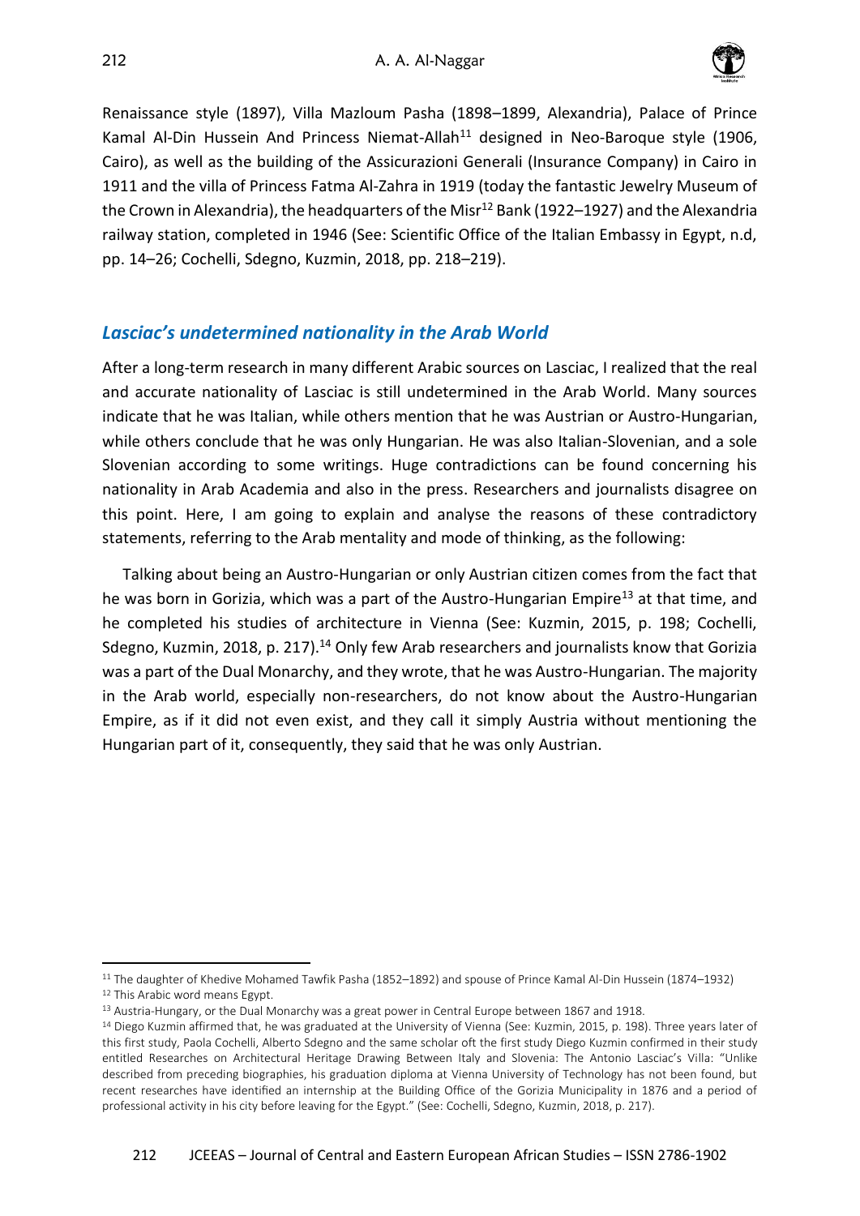Renaissance style (1897), Villa Mazloum Pasha (1898–1899, Alexandria), Palace of Prince Kamal Al-Din Hussein And Princess Niemat-Allah[11] designed in Neo-Baroque style (1906, Cairo), as well as the building of the Assicurazioni Generali (Insurance Company) in Cairo in 1911 and the villa of Princess Fatma Al-Zahra in 1919 (today the fantastic Jewelry Museum of the Crown in Alexandria), the headquarters of the Misr[12] Bank (1922–1927) and the Alexandria railway station, completed in 1946 (See: Scientific Office of the Italian Embassy in Egypt, n.d, pp. 14–26; Cochelli, Sdegno, Kuzmin, 2018, pp. 218–219).

## *Lasciac's undetermined nationality in the Arab World*

After a long-term research in many different Arabic sources on Lasciac, I realized that the real and accurate nationality of Lasciac is still undetermined in the Arab World. Many sources indicate that he was Italian, while others mention that he was Austrian or Austro-Hungarian, while others conclude that he was only Hungarian. He was also Italian-Slovenian, and a sole Slovenian according to some writings. Huge contradictions can be found concerning his nationality in Arab Academia and also in the press. Researchers and journalists disagree on this point. Here, I am going to explain and analyse the reasons of these contradictory statements, referring to the Arab mentality and mode of thinking, as the following:

Talking about being an Austro-Hungarian or only Austrian citizen comes from the fact that he was born in Gorizia, which was a part of the Austro-Hungarian Empire[13] at that time, and he completed his studies of architecture in Vienna (See: Kuzmin, 2015, p. 198; Cochelli, Sdegno, Kuzmin, 2018, p. 217).[14] Only few Arab researchers and journalists know that Gorizia was a part of the Dual Monarchy, and they wrote, that he was Austro-Hungarian. The majority in the Arab world, especially non-researchers, do not know about the Austro-Hungarian Empire, as if it did not even exist, and they call it simply Austria without mentioning the Hungarian part of it, consequently, they said that he was only Austrian.

---

[11] The daughter of Khedive Mohamed Tawfik Pasha (1852–1892) and spouse of Prince Kamal Al-Din Hussein (1874–1932)

[12] This Arabic word means Egypt.

[13] Austria-Hungary, or the Dual Monarchy was a great power in Central Europe between 1867 and 1918.

[14] Diego Kuzmin affirmed that, he was graduated at the University of Vienna (See: Kuzmin, 2015, p. 198). Three years later of this first study, Paola Cochelli, Alberto Sdegno and the same scholar oft the first study Diego Kuzmin confirmed in their study entitled Researches on Architectural Heritage Drawing Between Italy and Slovenia: The Antonio Lasciac's Villa: "Unlike described from preceding biographies, his graduation diploma at Vienna University of Technology has not been found, but recent researches have identified an internship at the Building Office of the Gorizia Municipality in 1876 and a period of professional activity in his city before leaving for the Egypt." (See: Cochelli, Sdegno, Kuzmin, 2018, p. 217).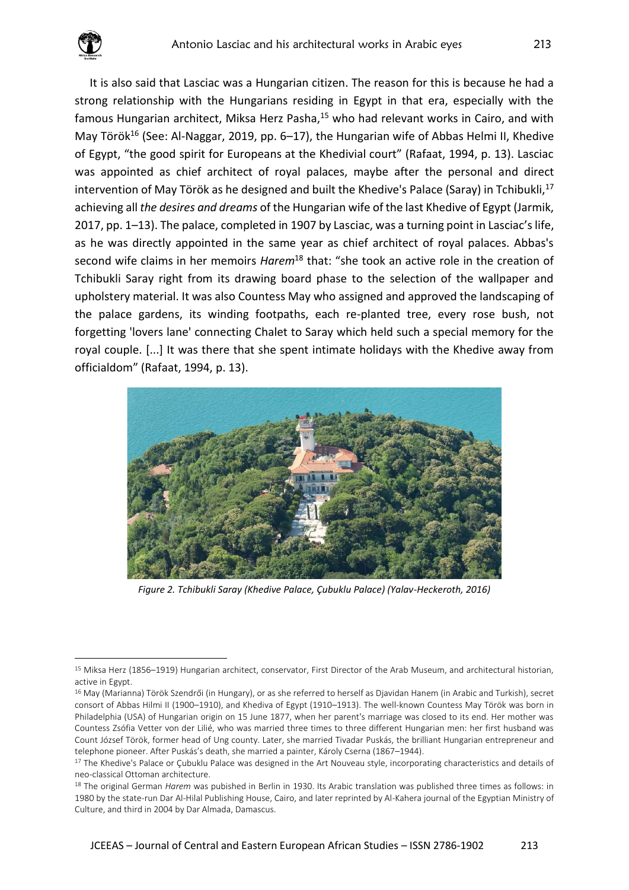It is also said that Lasciac was a Hungarian citizen. The reason for this is because he had a strong relationship with the Hungarians residing in Egypt in that era, especially with the famous Hungarian architect, Miksa Herz Pasha,[15] who had relevant works in Cairo, and with May Török[16] (See: Al-Naggar, 2019, pp. 6–17), the Hungarian wife of Abbas Helmi II, Khedive of Egypt, "the good spirit for Europeans at the Khedivial court" (Rafaat, 1994, p. 13). Lasciac was appointed as chief architect of royal palaces, maybe after the personal and direct intervention of May Török as he designed and built the Khedive's Palace (Saray) in Tchibukli,[17] achieving all *the desires and dreams* of the Hungarian wife of the last Khedive of Egypt (Jarmik, 2017, pp. 1–13). The palace, completed in 1907 by Lasciac, was a turning point in Lasciac's life, as he was directly appointed in the same year as chief architect of royal palaces. Abbas's second wife claims in her memoirs *Harem*[18] that: "she took an active role in the creation of Tchibukli Saray right from its drawing board phase to the selection of the wallpaper and upholstery material. It was also Countess May who assigned and approved the landscaping of the palace gardens, its winding footpaths, each re-planted tree, every rose bush, not forgetting 'lovers lane' connecting Chalet to Saray which held such a special memory for the royal couple. [...] It was there that she spent intimate holidays with the Khedive away from officialdom" (Rafaat, 1994, p. 13).

*Figure 2. Tchibukli Saray (Khedive Palace, Çubuklu Palace) (Yalav-Heckeroth, 2016)*

---

[15] Miksa Herz (1856–1919) Hungarian architect, conservator, First Director of the Arab Museum, and architectural historian, active in Egypt.

[16] May (Marianna) Török Szendrői (in Hungary), or as she referred to herself as Djavidan Hanem (in Arabic and Turkish), secret consort of Abbas Hilmi II (1900–1910), and Khediva of Egypt (1910–1913). The well-known Countess May Török was born in Philadelphia (USA) of Hungarian origin on 15 June 1877, when her parent's marriage was closed to its end. Her mother was Countess Zsófia Vetter von der Lilié, who was married three times to three different Hungarian men: her first husband was Count József Török, former head of Ung county. Later, she married Tivadar Puskás, the brilliant Hungarian entrepreneur and telephone pioneer. After Puskás's death, she married a painter, Károly Cserna (1867–1944).

[17] The Khedive's Palace or Çubuklu Palace was designed in the Art Nouveau style, incorporating characteristics and details of neo-classical Ottoman architecture.

[18] The original German *Harem* was pubished in Berlin in 1930. Its Arabic translation was published three times as follows: in 1980 by the state-run Dar Al-Hilal Publishing House, Cairo, and later reprinted by Al-Kahera journal of the Egyptian Ministry of Culture, and third in 2004 by Dar Almada, Damascus.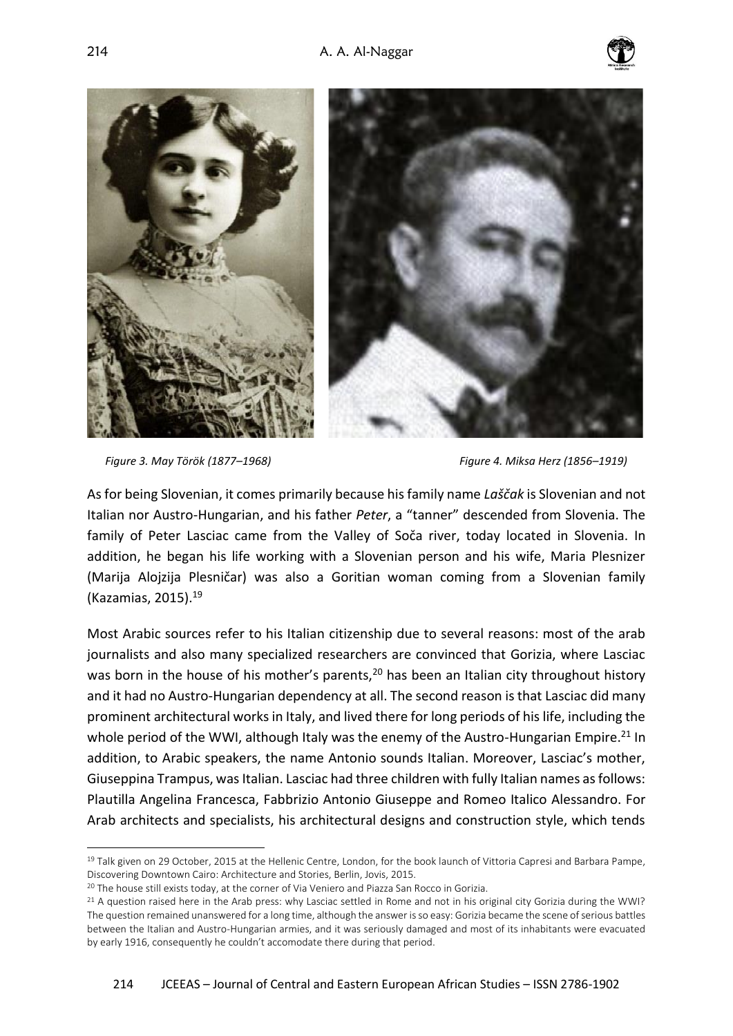*Figure 3. May Török (1877–1968)*

*Figure 4. Miksa Herz (1856–1919)*

As for being Slovenian, it comes primarily because his family name *Laščak* is Slovenian and not Italian nor Austro-Hungarian, and his father *Peter*, a "tanner" descended from Slovenia. The family of Peter Lasciac came from the Valley of Soča river, today located in Slovenia. In addition, he began his life working with a Slovenian person and his wife, Maria Plesnizer (Marija Alojzija Plesničar) was also a Goritian woman coming from a Slovenian family (Kazamias, 2015).[19]

Most Arabic sources refer to his Italian citizenship due to several reasons: most of the arab journalists and also many specialized researchers are convinced that Gorizia, where Lasciac was born in the house of his mother's parents,[20] has been an Italian city throughout history and it had no Austro-Hungarian dependency at all. The second reason is that Lasciac did many prominent architectural works in Italy, and lived there for long periods of his life, including the whole period of the WWI, although Italy was the enemy of the Austro-Hungarian Empire.[21] In addition, to Arabic speakers, the name Antonio sounds Italian. Moreover, Lasciac's mother, Giuseppina Trampus, was Italian. Lasciac had three children with fully Italian names as follows: Plautilla Angelina Francesca, Fabbrizio Antonio Giuseppe and Romeo Italico Alessandro. For Arab architects and specialists, his architectural designs and construction style, which tends

---

[19] Talk given on 29 October, 2015 at the Hellenic Centre, London, for the book launch of Vittoria Capresi and Barbara Pampe, Discovering Downtown Cairo: Architecture and Stories, Berlin, Jovis, 2015.

[20] The house still exists today, at the corner of Via Veniero and Piazza San Rocco in Gorizia.

[21] A question raised here in the Arab press: why Lasciac settled in Rome and not in his original city Gorizia during the WWI? The question remained unanswered for a long time, although the answer is so easy: Gorizia became the scene of serious battles between the Italian and Austro-Hungarian armies, and it was seriously damaged and most of its inhabitants were evacuated by early 1916, consequently he couldn't accomodate there during that period.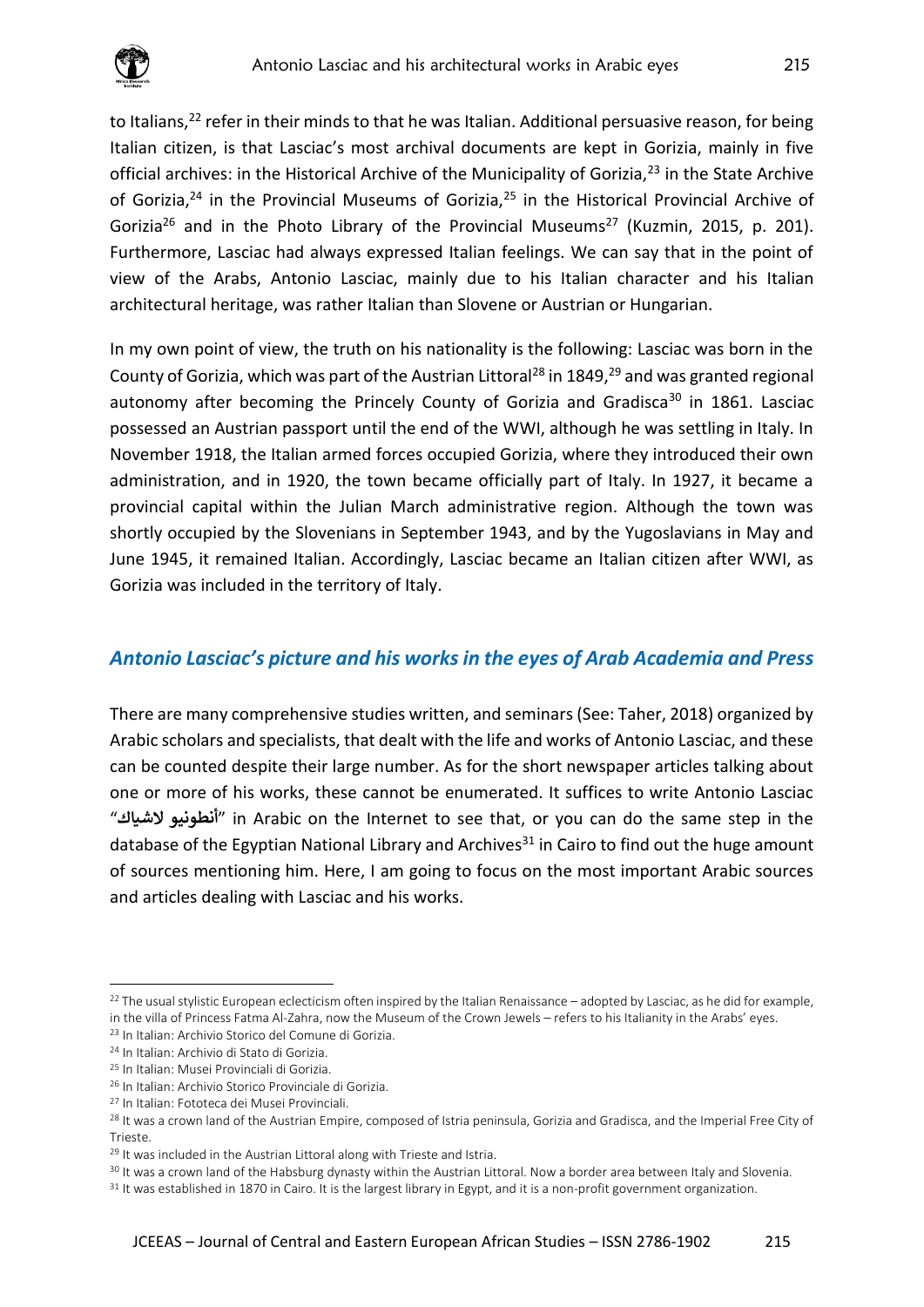to Italians,[22] refer in their minds to that he was Italian. Additional persuasive reason, for being Italian citizen, is that Lasciac's most archival documents are kept in Gorizia, mainly in five official archives: in the Historical Archive of the Municipality of Gorizia,[23] in the State Archive of Gorizia,[24] in the Provincial Museums of Gorizia,[25] in the Historical Provincial Archive of Gorizia[26] and in the Photo Library of the Provincial Museums[27] (Kuzmin, 2015, p. 201). Furthermore, Lasciac had always expressed Italian feelings. We can say that in the point of view of the Arabs, Antonio Lasciac, mainly due to his Italian character and his Italian architectural heritage, was rather Italian than Slovene or Austrian or Hungarian.

In my own point of view, the truth on his nationality is the following: Lasciac was born in the County of Gorizia, which was part of the Austrian Littoral[28] in 1849,[29] and was granted regional autonomy after becoming the Princely County of Gorizia and Gradisca[30] in 1861. Lasciac possessed an Austrian passport until the end of the WWI, although he was settling in Italy. In November 1918, the Italian armed forces occupied Gorizia, where they introduced their own administration, and in 1920, the town became officially part of Italy. In 1927, it became a provincial capital within the Julian March administrative region. Although the town was shortly occupied by the Slovenians in September 1943, and by the Yugoslavians in May and June 1945, it remained Italian. Accordingly, Lasciac became an Italian citizen after WWI, as Gorizia was included in the territory of Italy.

## *Antonio Lasciac's picture and his works in the eyes of Arab Academia and Press*

There are many comprehensive studies written, and seminars (See: Taher, 2018) organized by Arabic scholars and specialists, that dealt with the life and works of Antonio Lasciac, and these can be counted despite their large number. As for the short newspaper articles talking about one or more of his works, these cannot be enumerated. It suffices to write Antonio Lasciac "**أنطونيو لاشياك**" in Arabic on the Internet to see that, or you can do the same step in the database of the Egyptian National Library and Archives[31] in Cairo to find out the huge amount of sources mentioning him. Here, I am going to focus on the most important Arabic sources and articles dealing with Lasciac and his works.

---

[22] The usual stylistic European eclecticism often inspired by the Italian Renaissance – adopted by Lasciac, as he did for example, in the villa of Princess Fatma Al-Zahra, now the Museum of the Crown Jewels – refers to his Italianity in the Arabs' eyes.

[23] In Italian: Archivio Storico del Comune di Gorizia.

[24] In Italian: Archivio di Stato di Gorizia.

[25] In Italian: Musei Provinciali di Gorizia.

[26] In Italian: Archivio Storico Provinciale di Gorizia.

[27] In Italian: Fototeca dei Musei Provinciali.

[28] It was a crown land of the Austrian Empire, composed of Istria peninsula, Gorizia and Gradisca, and the Imperial Free City of Trieste.

[29] It was included in the Austrian Littoral along with Trieste and Istria.

[30] It was a crown land of the Habsburg dynasty within the Austrian Littoral. Now a border area between Italy and Slovenia.

[31] It was established in 1870 in Cairo. It is the largest library in Egypt, and it is a non-profit government organization.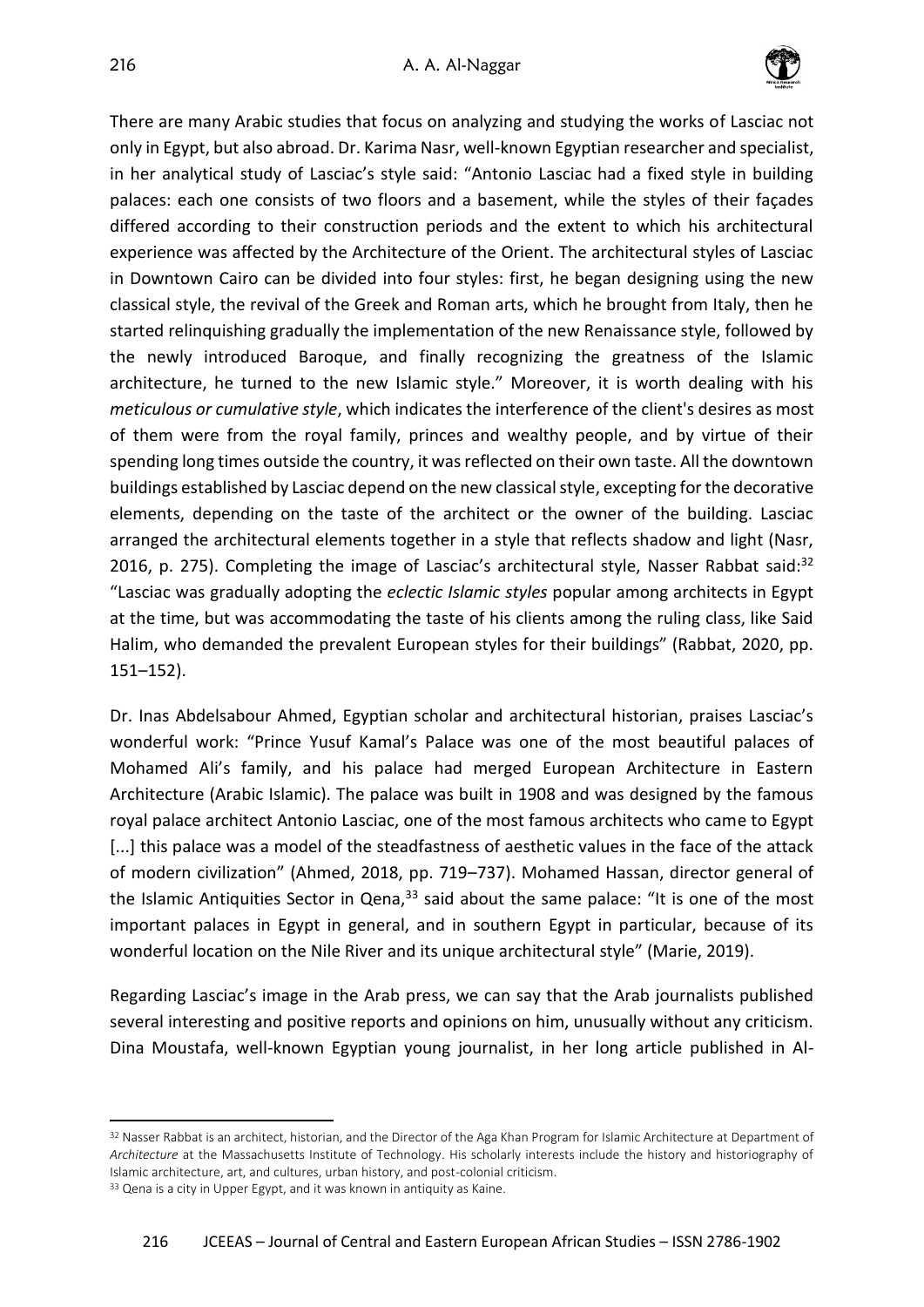There are many Arabic studies that focus on analyzing and studying the works of Lasciac not only in Egypt, but also abroad. Dr. Karima Nasr, well-known Egyptian researcher and specialist, in her analytical study of Lasciac's style said: "Antonio Lasciac had a fixed style in building palaces: each one consists of two floors and a basement, while the styles of their façades differed according to their construction periods and the extent to which his architectural experience was affected by the Architecture of the Orient. The architectural styles of Lasciac in Downtown Cairo can be divided into four styles: first, he began designing using the new classical style, the revival of the Greek and Roman arts, which he brought from Italy, then he started relinquishing gradually the implementation of the new Renaissance style, followed by the newly introduced Baroque, and finally recognizing the greatness of the Islamic architecture, he turned to the new Islamic style." Moreover, it is worth dealing with his *meticulous or cumulative style*, which indicates the interference of the client's desires as most of them were from the royal family, princes and wealthy people, and by virtue of their spending long times outside the country, it was reflected on their own taste. All the downtown buildings established by Lasciac depend on the new classical style, excepting for the decorative elements, depending on the taste of the architect or the owner of the building. Lasciac arranged the architectural elements together in a style that reflects shadow and light (Nasr, 2016, p. 275). Completing the image of Lasciac's architectural style, Nasser Rabbat said:[32] "Lasciac was gradually adopting the *eclectic Islamic styles* popular among architects in Egypt at the time, but was accommodating the taste of his clients among the ruling class, like Said Halim, who demanded the prevalent European styles for their buildings" (Rabbat, 2020, pp. 151–152).

Dr. Inas Abdelsabour Ahmed, Egyptian scholar and architectural historian, praises Lasciac's wonderful work: "Prince Yusuf Kamal's Palace was one of the most beautiful palaces of Mohamed Ali's family, and his palace had merged European Architecture in Eastern Architecture (Arabic Islamic). The palace was built in 1908 and was designed by the famous royal palace architect Antonio Lasciac, one of the most famous architects who came to Egypt [...] this palace was a model of the steadfastness of aesthetic values in the face of the attack of modern civilization" (Ahmed, 2018, pp. 719–737). Mohamed Hassan, director general of the Islamic Antiquities Sector in Qena,[33] said about the same palace: "It is one of the most important palaces in Egypt in general, and in southern Egypt in particular, because of its wonderful location on the Nile River and its unique architectural style" (Marie, 2019).

Regarding Lasciac's image in the Arab press, we can say that the Arab journalists published several interesting and positive reports and opinions on him, unusually without any criticism. Dina Moustafa, well-known Egyptian young journalist, in her long article published in Al-

---

[32] Nasser Rabbat is an architect, historian, and the Director of the Aga Khan Program for Islamic Architecture at Department of *Architecture* at the Massachusetts Institute of Technology. His scholarly interests include the history and historiography of Islamic architecture, art, and cultures, urban history, and post-colonial criticism.

[33] Qena is a city in Upper Egypt, and it was known in antiquity as Kaine.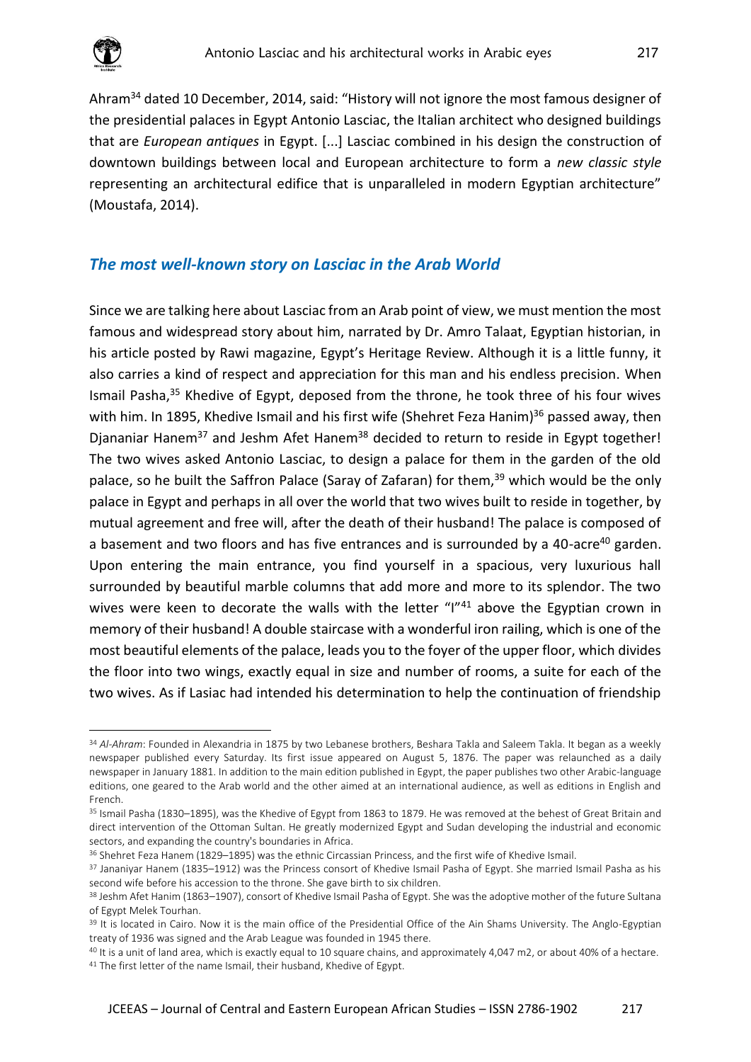Ahram[34] dated 10 December, 2014, said: "History will not ignore the most famous designer of the presidential palaces in Egypt Antonio Lasciac, the Italian architect who designed buildings that are *European antiques* in Egypt. [...] Lasciac combined in his design the construction of downtown buildings between local and European architecture to form a *new classic style* representing an architectural edifice that is unparalleled in modern Egyptian architecture" (Moustafa, 2014).

## *The most well-known story on Lasciac in the Arab World*

Since we are talking here about Lasciac from an Arab point of view, we must mention the most famous and widespread story about him, narrated by Dr. Amro Talaat, Egyptian historian, in his article posted by Rawi magazine, Egypt's Heritage Review. Although it is a little funny, it also carries a kind of respect and appreciation for this man and his endless precision. When Ismail Pasha,[35] Khedive of Egypt, deposed from the throne, he took three of his four wives with him. In 1895, Khedive Ismail and his first wife (Shehret Feza Hanim)[36] passed away, then Djananiar Hanem[37] and Jeshm Afet Hanem[38] decided to return to reside in Egypt together! The two wives asked Antonio Lasciac, to design a palace for them in the garden of the old palace, so he built the Saffron Palace (Saray of Zafaran) for them,[39] which would be the only palace in Egypt and perhaps in all over the world that two wives built to reside in together, by mutual agreement and free will, after the death of their husband! The palace is composed of a basement and two floors and has five entrances and is surrounded by a 40-acre[40] garden. Upon entering the main entrance, you find yourself in a spacious, very luxurious hall surrounded by beautiful marble columns that add more and more to its splendor. The two wives were keen to decorate the walls with the letter "I"[41] above the Egyptian crown in memory of their husband! A double staircase with a wonderful iron railing, which is one of the most beautiful elements of the palace, leads you to the foyer of the upper floor, which divides the floor into two wings, exactly equal in size and number of rooms, a suite for each of the two wives. As if Lasiac had intended his determination to help the continuation of friendship

---

[34] *Al-Ahram*: Founded in Alexandria in 1875 by two Lebanese brothers, Beshara Takla and Saleem Takla. It began as a weekly newspaper published every Saturday. Its first issue appeared on August 5, 1876. The paper was relaunched as a daily newspaper in January 1881. In addition to the main edition published in Egypt, the paper publishes two other Arabic-language editions, one geared to the Arab world and the other aimed at an international audience, as well as editions in English and French.

[35] Ismail Pasha (1830–1895), was the Khedive of Egypt from 1863 to 1879. He was removed at the behest of Great Britain and direct intervention of the Ottoman Sultan. He greatly modernized Egypt and Sudan developing the industrial and economic sectors, and expanding the country's boundaries in Africa.

[36] Shehret Feza Hanem (1829–1895) was the ethnic Circassian Princess, and the first wife of Khedive Ismail.

[37] Jananiyar Hanem (1835–1912) was the Princess consort of Khedive Ismail Pasha of Egypt. She married Ismail Pasha as his second wife before his accession to the throne. She gave birth to six children.

[38] Jeshm Afet Hanim (1863–1907), consort of Khedive Ismail Pasha of Egypt. She was the adoptive mother of the future Sultana of Egypt Melek Tourhan.

[39] It is located in Cairo. Now it is the main office of the Presidential Office of the Ain Shams University. The Anglo-Egyptian treaty of 1936 was signed and the Arab League was founded in 1945 there.

[40] It is a unit of land area, which is exactly equal to 10 square chains, and approximately 4,047 m2, or about 40% of a hectare.

[41] The first letter of the name Ismail, their husband, Khedive of Egypt.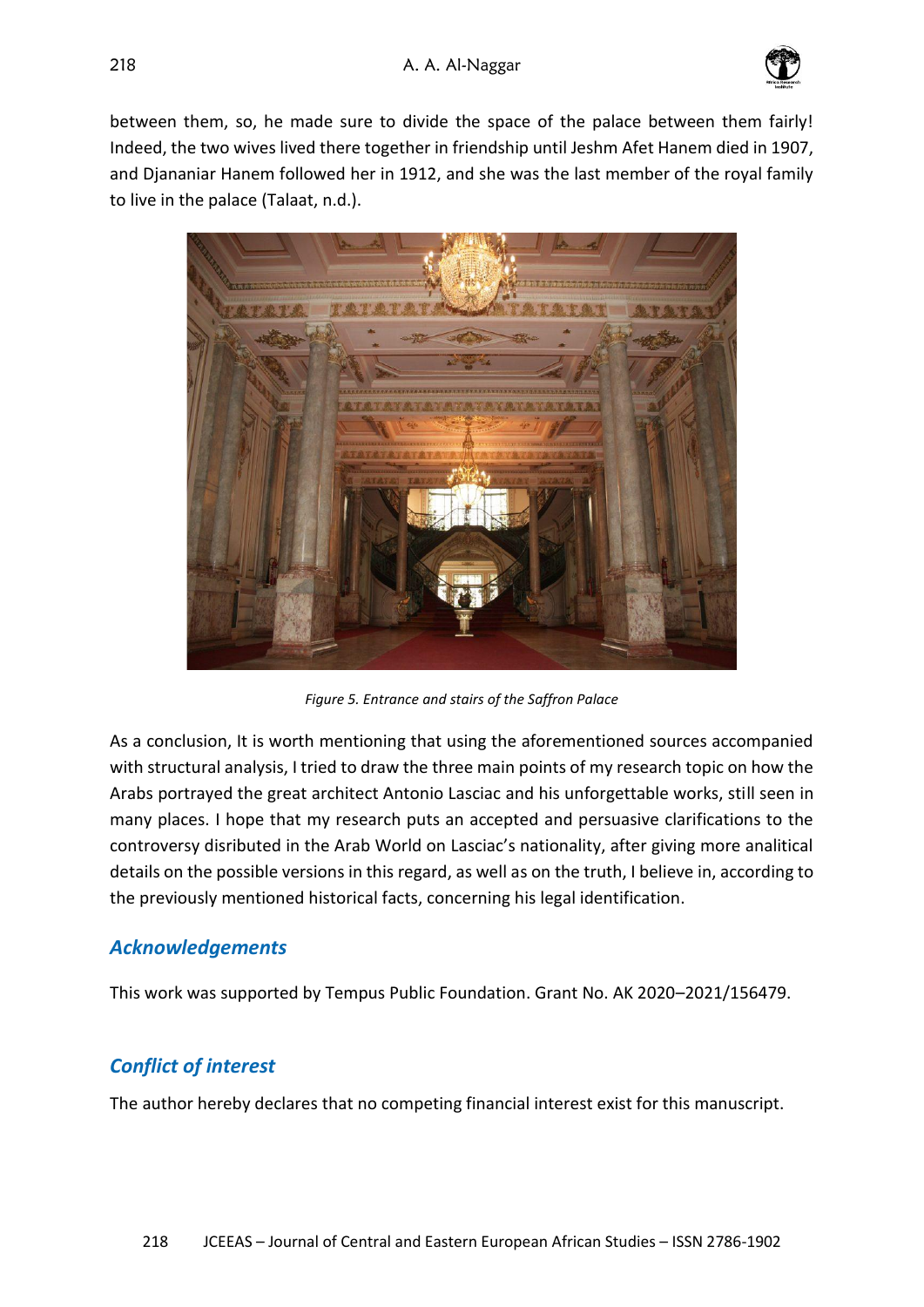between them, so, he made sure to divide the space of the palace between them fairly! Indeed, the two wives lived there together in friendship until Jeshm Afet Hanem died in 1907, and Djananiar Hanem followed her in 1912, and she was the last member of the royal family to live in the palace (Talaat, n.d.).

*Figure 5. Entrance and stairs of the Saffron Palace*

As a conclusion, It is worth mentioning that using the aforementioned sources accompanied with structural analysis, I tried to draw the three main points of my research topic on how the Arabs portrayed the great architect Antonio Lasciac and his unforgettable works, still seen in many places. I hope that my research puts an accepted and persuasive clarifications to the controversy disributed in the Arab World on Lasciac's nationality, after giving more analitical details on the possible versions in this regard, as well as on the truth, I believe in, according to the previously mentioned historical facts, concerning his legal identification.

## *Acknowledgements*

This work was supported by Tempus Public Foundation. Grant No. AK 2020–2021/156479.

## *Conflict of interest*

The author hereby declares that no competing financial interest exist for this manuscript.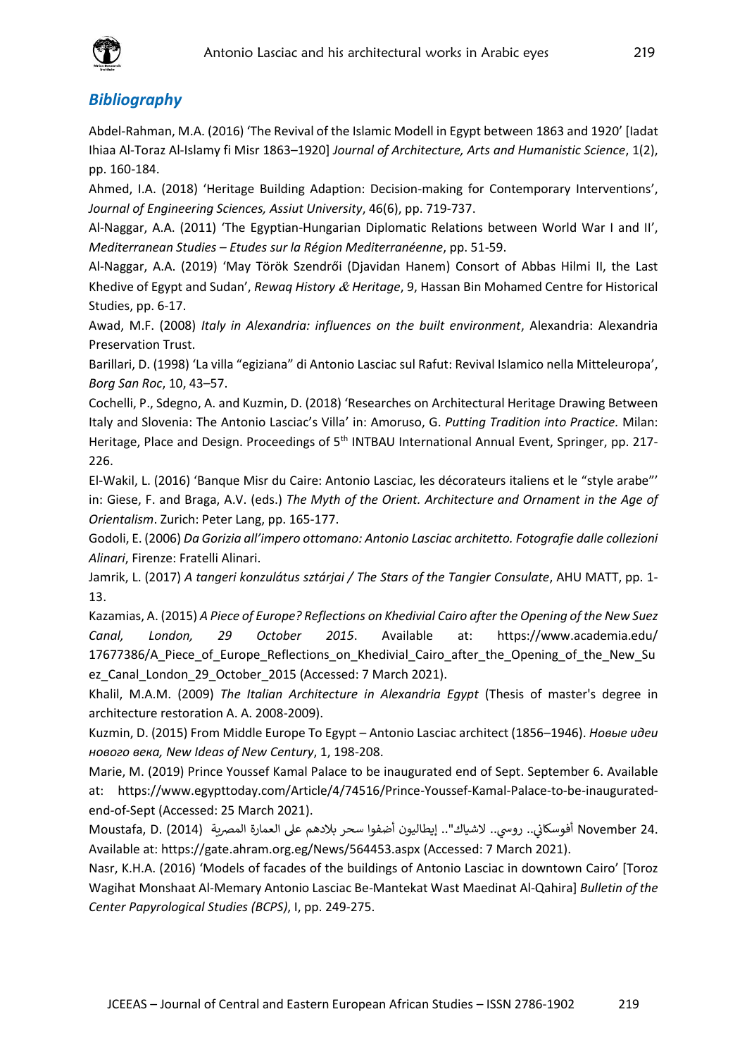## *Bibliography*

Abdel-Rahman, M.A. (2016) 'The Revival of the Islamic Modell in Egypt between 1863 and 1920' [Iadat Ihiaa Al-Toraz Al-Islamy fi Misr 1863–1920] *Journal of Architecture, Arts and Humanistic Science*, 1(2), pp. 160-184.

Ahmed, I.A. (2018) 'Heritage Building Adaption: Decision-making for Contemporary Interventions', *Journal of Engineering Sciences, Assiut University*, 46(6), pp. 719-737.

Al-Naggar, A.A. (2011) 'The Egyptian-Hungarian Diplomatic Relations between World War I and II', *Mediterranean Studies – Etudes sur la Région Mediterranéenne*, pp. 51-59.

Al-Naggar, A.A. (2019) 'May Török Szendrői (Djavidan Hanem) Consort of Abbas Hilmi II, the Last Khedive of Egypt and Sudan', *Rewaq History & Heritage*, 9, Hassan Bin Mohamed Centre for Historical Studies, pp. 6-17.

Awad, M.F. (2008) *Italy in Alexandria: influences on the built environment*, Alexandria: Alexandria Preservation Trust.

Barillari, D. (1998) 'La villa "egiziana" di Antonio Lasciac sul Rafut: Revival Islamico nella Mitteleuropa', *Borg San Roc*, 10, 43–57.

Cochelli, P., Sdegno, A. and Kuzmin, D. (2018) 'Researches on Architectural Heritage Drawing Between Italy and Slovenia: The Antonio Lasciac's Villa' in: Amoruso, G. *Putting Tradition into Practice*. Milan: Heritage, Place and Design. Proceedings of 5th INTBAU International Annual Event, Springer, pp. 217-226.

El-Wakil, L. (2016) 'Banque Misr du Caire: Antonio Lasciac, les décorateurs italiens et le "style arabe"' in: Giese, F. and Braga, A.V. (eds.) *The Myth of the Orient. Architecture and Ornament in the Age of Orientalism*. Zurich: Peter Lang, pp. 165-177.

Godoli, E. (2006) *Da Gorizia all'impero ottomano: Antonio Lasciac architetto. Fotografie dalle collezioni Alinari*, Firenze: Fratelli Alinari.

Jamrik, L. (2017) *A tangeri konzulátus sztárjai / The Stars of the Tangier Consulate*, AHU MATT, pp. 1-13.

Kazamias, A. (2015) *A Piece of Europe? Reflections on Khedivial Cairo after the Opening of the New Suez Canal, London, 29 October 2015*. Available at: https://www.academia.edu/17677386/A_Piece_of_Europe_Reflections_on_Khedivial_Cairo_after_the_Opening_of_the_New_Suez_Canal_London_29_October_2015 (Accessed: 7 March 2021).

Khalil, M.A.M. (2009) *The Italian Architecture in Alexandria Egypt* (Thesis of master's degree in architecture restoration A. A. 2008-2009).

Kuzmin, D. (2015) From Middle Europe To Egypt – Antonio Lasciac architect (1856–1946). *Новые идеи нового века, New Ideas of New Century*, 1, 198-208.

Marie, M. (2019) Prince Youssef Kamal Palace to be inaugurated end of Sept. September 6. Available at: https://www.egypttoday.com/Article/4/74516/Prince-Youssef-Kamal-Palace-to-be-inaugurated-end-of-Sept (Accessed: 25 March 2021).

Moustafa, D. (2014) أفوسكاني.. روسي.. لاشياك".. إيطاليون أضفوا سحر بلادهم على العمارة المصرية. November 24. Available at: https://gate.ahram.org.eg/News/564453.aspx (Accessed: 7 March 2021).

Nasr, K.H.A. (2016) 'Models of facades of the buildings of Antonio Lasciac in downtown Cairo' [Toroz Wagihat Monshaat Al-Memary Antonio Lasciac Be-Mantekat Wast Maedinat Al-Qahira] *Bulletin of the Center Papyrological Studies (BCPS)*, I, pp. 249-275.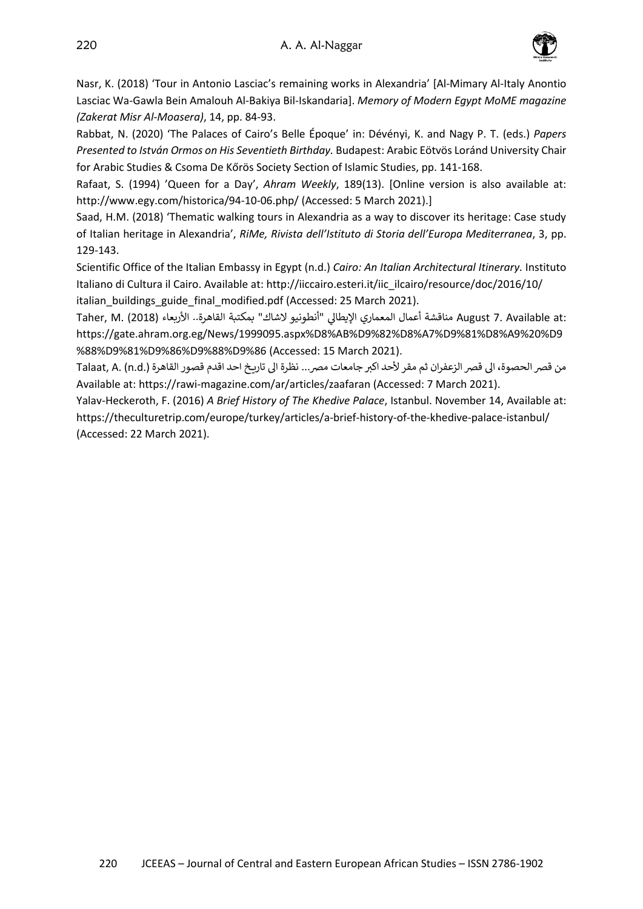Nasr, K. (2018) ‘Tour in Antonio Lasciac’s remaining works in Alexandria’ [Al-Mimary Al-Italy Anontio Lasciac Wa-Gawla Bein Amalouh Al-Bakiya Bil-Iskandaria]. *Memory of Modern Egypt MoME magazine (Zakerat Misr Al-Moasera)*, 14, pp. 84-93.

Rabbat, N. (2020) ‘The Palaces of Cairo’s Belle Époque’ in: Dévényi, K. and Nagy P. T. (eds.) *Papers Presented to István Ormos on His Seventieth Birthday.* Budapest: Arabic Eötvös Loránd University Chair for Arabic Studies & Csoma De Kőrös Society Section of Islamic Studies, pp. 141-168.

Rafaat, S. (1994) ’Queen for a Day’, *Ahram Weekly*, 189(13). [Online version is also available at: http://www.egy.com/historica/94-10-06.php/ (Accessed: 5 March 2021).]

Saad, H.M. (2018) ‘Thematic walking tours in Alexandria as a way to discover its heritage: Case study of Italian heritage in Alexandria’, *RiMe, Rivista dell’Istituto di Storia dell’Europa Mediterranea*, 3, pp. 129-143.

Scientific Office of the Italian Embassy in Egypt (n.d.) *Cairo: An Italian Architectural Itinerary.* Instituto Italiano di Cultura il Cairo. Available at: http://iiccairo.esteri.it/iic_ilcairo/resource/doc/2016/10/italian_buildings_guide_final_modified.pdf (Accessed: 25 March 2021).

Taher, M. (2018) مناقشة أعمال المعماري الإيطالي "أنطونيو لاشاك" بمكتبة القاهرة.. الأربعاء August 7. Available at: https://gate.ahram.org.eg/News/1999095.aspx%D8%AB%D9%82%D8%A7%D9%81%D8%A9%20%D9%88%D9%81%D9%86%D9%88%D9%86 (Accessed: 15 March 2021).

Talaat, A. (n.d.) من قصر الحصوة، الى قصر الزعفران ثم مقر لأحد اكبر جامعات مصر... نظرة الى تاريخ احد اقدم قصور القاهرة Available at: https://rawi-magazine.com/ar/articles/zaafaran (Accessed: 7 March 2021).

Yalav-Heckeroth, F. (2016) *A Brief History of The Khedive Palace*, Istanbul. November 14, Available at: https://theculturetrip.com/europe/turkey/articles/a-brief-history-of-the-khedive-palace-istanbul/ (Accessed: 22 March 2021).